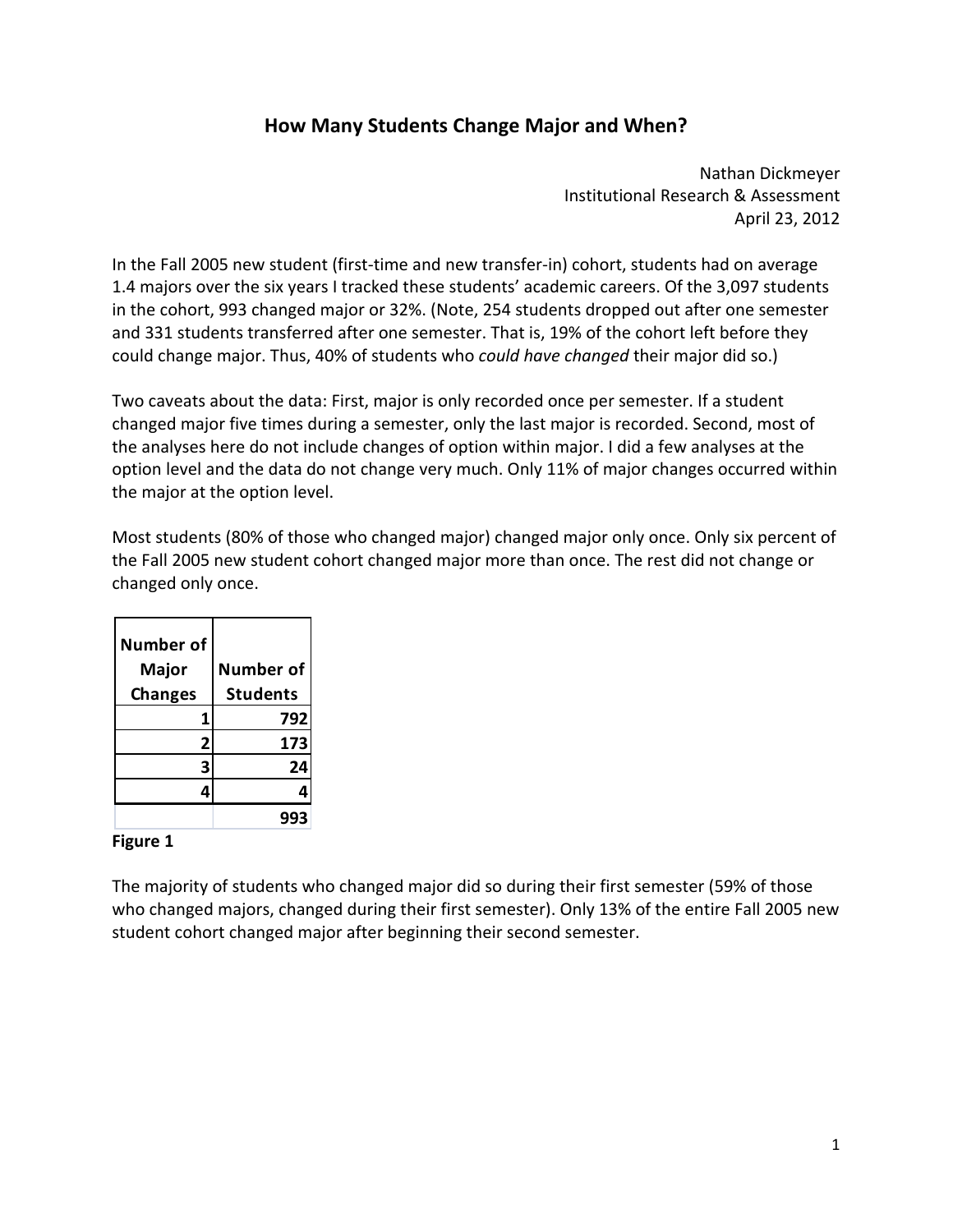# How Many Students Change Major and When?

Nathan Dickmeyer  
Institutional Research & Assessment  
April 23, 2012

In the Fall 2005 new student (first-time and new transfer-in) cohort, students had on average 1.4 majors over the six years I tracked these students' academic careers. Of the 3,097 students in the cohort, 993 changed major or 32%. (Note, 254 students dropped out after one semester and 331 students transferred after one semester. That is, 19% of the cohort left before they could change major. Thus, 40% of students who *could have changed* their major did so.)

Two caveats about the data: First, major is only recorded once per semester. If a student changed major five times during a semester, only the last major is recorded. Second, most of the analyses here do not include changes of option within major. I did a few analyses at the option level and the data do not change very much. Only 11% of major changes occurred within the major at the option level.

Most students (80% of those who changed major) changed major only once. Only six percent of the Fall 2005 new student cohort changed major more than once. The rest did not change or changed only once.

| Number of Major Changes | Number of Students |
|---|---|
| 1 | 792 |
| 2 | 173 |
| 3 | 24 |
| 4 | 4 |
| | 993 |

**Figure 1**

The majority of students who changed major did so during their first semester (59% of those who changed majors, changed during their first semester). Only 13% of the entire Fall 2005 new student cohort changed major after beginning their second semester.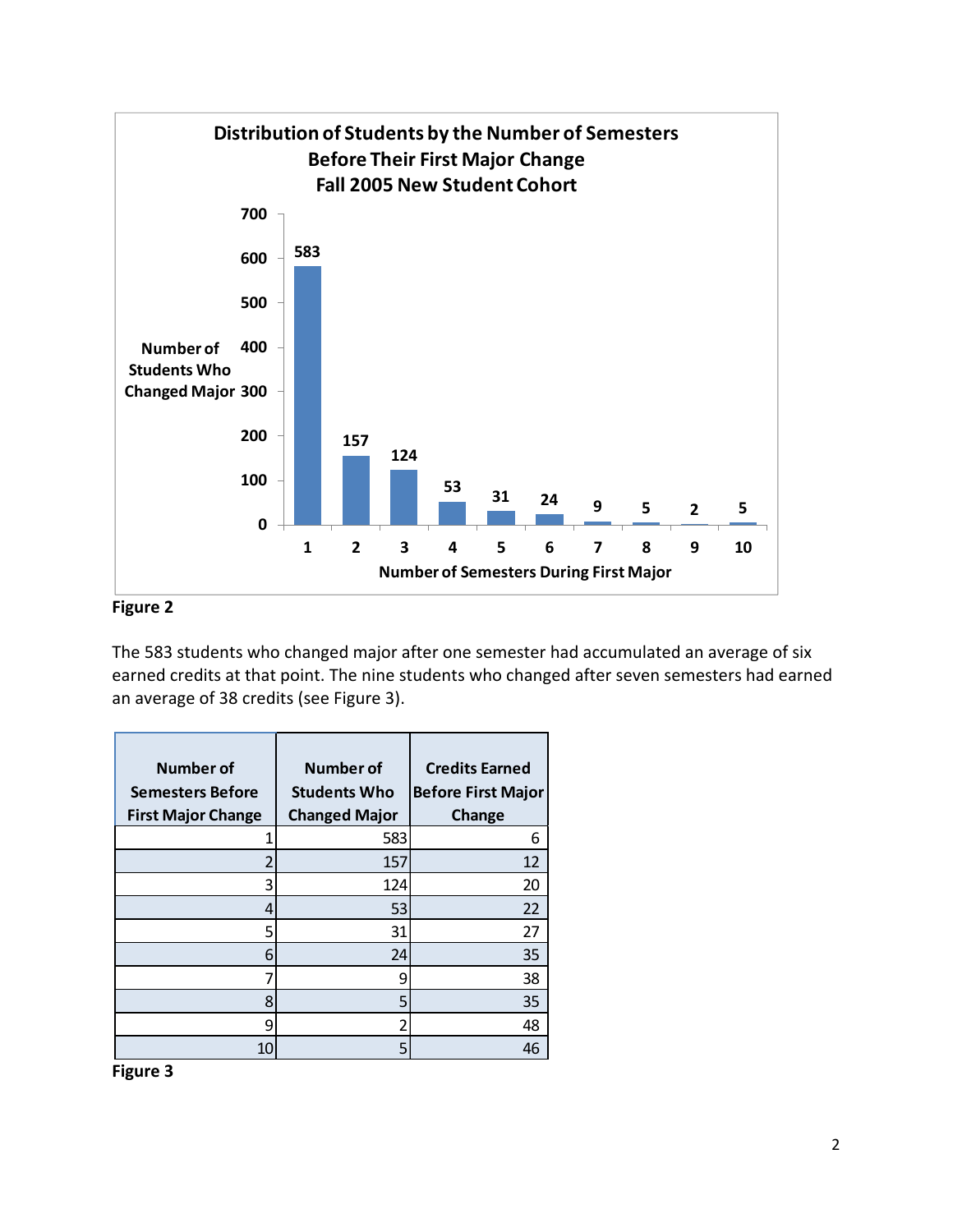**Distribution of Students by the Number of Semesters Before Their First Major Change Fall 2005 New Student Cohort**

| Number of Semesters During First Major | Number of Students Who Changed Major |
|---|---|
| 1 | 583 |
| 2 | 157 |
| 3 | 124 |
| 4 | 53 |
| 5 | 31 |
| 6 | 24 |
| 7 | 9 |
| 8 | 5 |
| 9 | 2 |
| 10 | 5 |

**Figure 2**

The 583 students who changed major after one semester had accumulated an average of six earned credits at that point. The nine students who changed after seven semesters had earned an average of 38 credits (see Figure 3).

| Number of Semesters Before First Major Change | Number of Students Who Changed Major | Credits Earned Before First Major Change |
|---|---|---|
| 1 | 583 | 6 |
| 2 | 157 | 12 |
| 3 | 124 | 20 |
| 4 | 53 | 22 |
| 5 | 31 | 27 |
| 6 | 24 | 35 |
| 7 | 9 | 38 |
| 8 | 5 | 35 |
| 9 | 2 | 48 |
| 10 | 5 | 46 |

**Figure 3**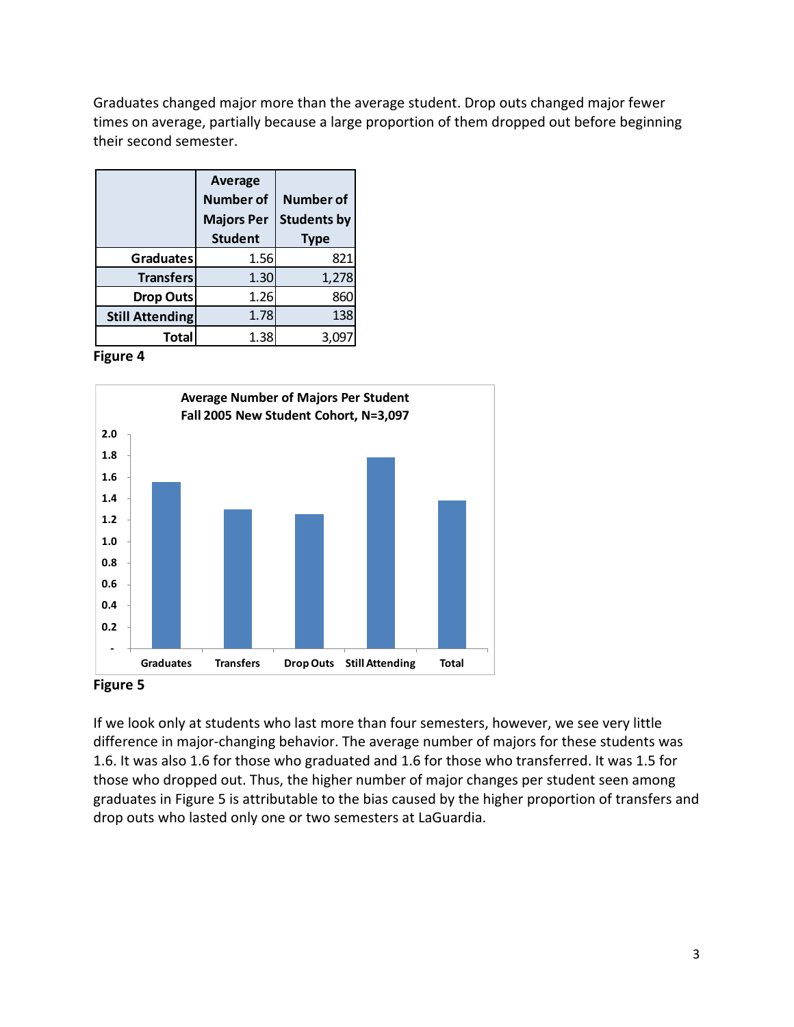Graduates changed major more than the average student. Drop outs changed major fewer times on average, partially because a large proportion of them dropped out before beginning their second semester.

| | Average Number of Majors Per Student | Number of Students by Type |
|---|---|---|
| Graduates | 1.56 | 821 |
| Transfers | 1.30 | 1,278 |
| Drop Outs | 1.26 | 860 |
| Still Attending | 1.78 | 138 |
| Total | 1.38 | 3,097 |

**Figure 4**

**Figure 5**

If we look only at students who last more than four semesters, however, we see very little difference in major-changing behavior. The average number of majors for these students was 1.6. It was also 1.6 for those who graduated and 1.6 for those who transferred. It was 1.5 for those who dropped out. Thus, the higher number of major changes per student seen among graduates in Figure 5 is attributable to the bias caused by the higher proportion of transfers and drop outs who lasted only one or two semesters at LaGuardia.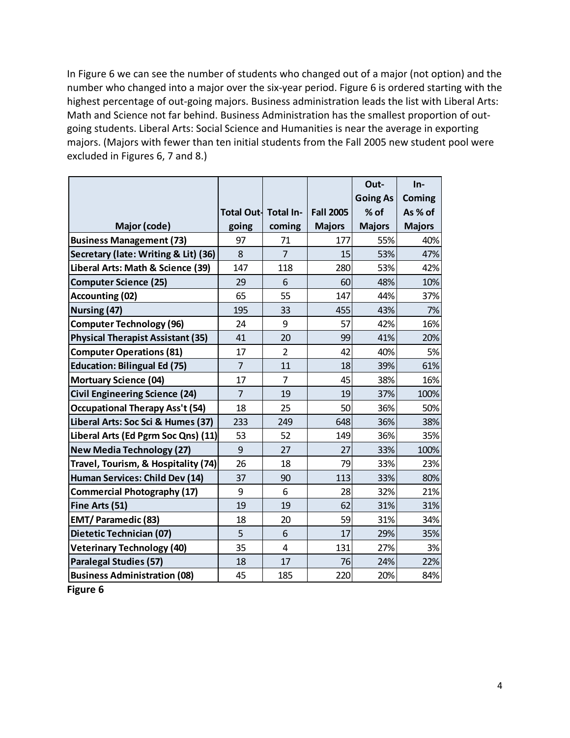In Figure 6 we can see the number of students who changed out of a major (not option) and the number who changed into a major over the six-year period. Figure 6 is ordered starting with the highest percentage of out-going majors. Business administration leads the list with Liberal Arts: Math and Science not far behind. Business Administration has the smallest proportion of out-going students. Liberal Arts: Social Science and Humanities is near the average in exporting majors. (Majors with fewer than ten initial students from the Fall 2005 new student pool were excluded in Figures 6, 7 and 8.)

| Major (code) | Total Out-going | Total In-coming | Fall 2005 Majors | Out-Going As % of Majors | In-Coming As % of Majors |
|---|---|---|---|---|---|
| Business Management (73) | 97 | 71 | 177 | 55% | 40% |
| Secretary (late: Writing & Lit) (36) | 8 | 7 | 15 | 53% | 47% |
| Liberal Arts: Math & Science (39) | 147 | 118 | 280 | 53% | 42% |
| Computer Science (25) | 29 | 6 | 60 | 48% | 10% |
| Accounting (02) | 65 | 55 | 147 | 44% | 37% |
| Nursing (47) | 195 | 33 | 455 | 43% | 7% |
| Computer Technology (96) | 24 | 9 | 57 | 42% | 16% |
| Physical Therapist Assistant (35) | 41 | 20 | 99 | 41% | 20% |
| Computer Operations (81) | 17 | 2 | 42 | 40% | 5% |
| Education: Bilingual Ed (75) | 7 | 11 | 18 | 39% | 61% |
| Mortuary Science (04) | 17 | 7 | 45 | 38% | 16% |
| Civil Engineering Science (24) | 7 | 19 | 19 | 37% | 100% |
| Occupational Therapy Ass't (54) | 18 | 25 | 50 | 36% | 50% |
| Liberal Arts: Soc Sci & Humes (37) | 233 | 249 | 648 | 36% | 38% |
| Liberal Arts (Ed Pgrm Soc Qns) (11) | 53 | 52 | 149 | 36% | 35% |
| New Media Technology (27) | 9 | 27 | 27 | 33% | 100% |
| Travel, Tourism, & Hospitality (74) | 26 | 18 | 79 | 33% | 23% |
| Human Services: Child Dev (14) | 37 | 90 | 113 | 33% | 80% |
| Commercial Photography (17) | 9 | 6 | 28 | 32% | 21% |
| Fine Arts (51) | 19 | 19 | 62 | 31% | 31% |
| EMT/ Paramedic (83) | 18 | 20 | 59 | 31% | 34% |
| Dietetic Technician (07) | 5 | 6 | 17 | 29% | 35% |
| Veterinary Technology (40) | 35 | 4 | 131 | 27% | 3% |
| Paralegal Studies (57) | 18 | 17 | 76 | 24% | 22% |
| Business Administration (08) | 45 | 185 | 220 | 20% | 84% |

**Figure 6**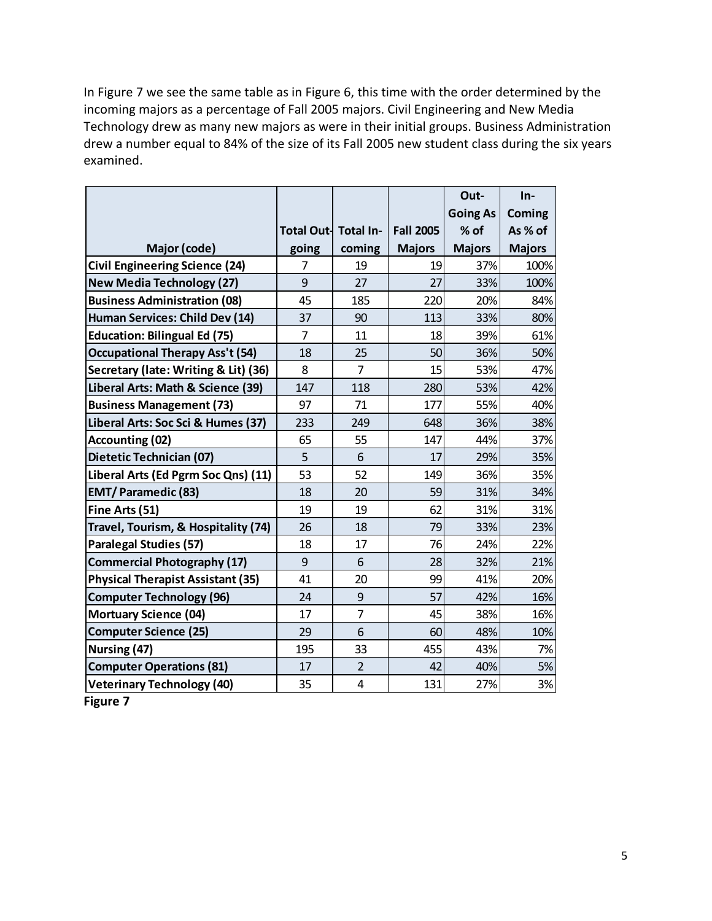In Figure 7 we see the same table as in Figure 6, this time with the order determined by the incoming majors as a percentage of Fall 2005 majors. Civil Engineering and New Media Technology drew as many new majors as were in their initial groups. Business Administration drew a number equal to 84% of the size of its Fall 2005 new student class during the six years examined.

| Major (code) | Total Out-going | Total In-coming | Fall 2005 Majors | Out-Going As % of Majors | In-Coming As % of Majors |
|---|---|---|---|---|---|
| Civil Engineering Science (24) | 7 | 19 | 19 | 37% | 100% |
| New Media Technology (27) | 9 | 27 | 27 | 33% | 100% |
| Business Administration (08) | 45 | 185 | 220 | 20% | 84% |
| Human Services: Child Dev (14) | 37 | 90 | 113 | 33% | 80% |
| Education: Bilingual Ed (75) | 7 | 11 | 18 | 39% | 61% |
| Occupational Therapy Ass't (54) | 18 | 25 | 50 | 36% | 50% |
| Secretary (late: Writing & Lit) (36) | 8 | 7 | 15 | 53% | 47% |
| Liberal Arts: Math & Science (39) | 147 | 118 | 280 | 53% | 42% |
| Business Management (73) | 97 | 71 | 177 | 55% | 40% |
| Liberal Arts: Soc Sci & Humes (37) | 233 | 249 | 648 | 36% | 38% |
| Accounting (02) | 65 | 55 | 147 | 44% | 37% |
| Dietetic Technician (07) | 5 | 6 | 17 | 29% | 35% |
| Liberal Arts (Ed Pgrm Soc Qns) (11) | 53 | 52 | 149 | 36% | 35% |
| EMT/ Paramedic (83) | 18 | 20 | 59 | 31% | 34% |
| Fine Arts (51) | 19 | 19 | 62 | 31% | 31% |
| Travel, Tourism, & Hospitality (74) | 26 | 18 | 79 | 33% | 23% |
| Paralegal Studies (57) | 18 | 17 | 76 | 24% | 22% |
| Commercial Photography (17) | 9 | 6 | 28 | 32% | 21% |
| Physical Therapist Assistant (35) | 41 | 20 | 99 | 41% | 20% |
| Computer Technology (96) | 24 | 9 | 57 | 42% | 16% |
| Mortuary Science (04) | 17 | 7 | 45 | 38% | 16% |
| Computer Science (25) | 29 | 6 | 60 | 48% | 10% |
| Nursing (47) | 195 | 33 | 455 | 43% | 7% |
| Computer Operations (81) | 17 | 2 | 42 | 40% | 5% |
| Veterinary Technology (40) | 35 | 4 | 131 | 27% | 3% |

**Figure 7**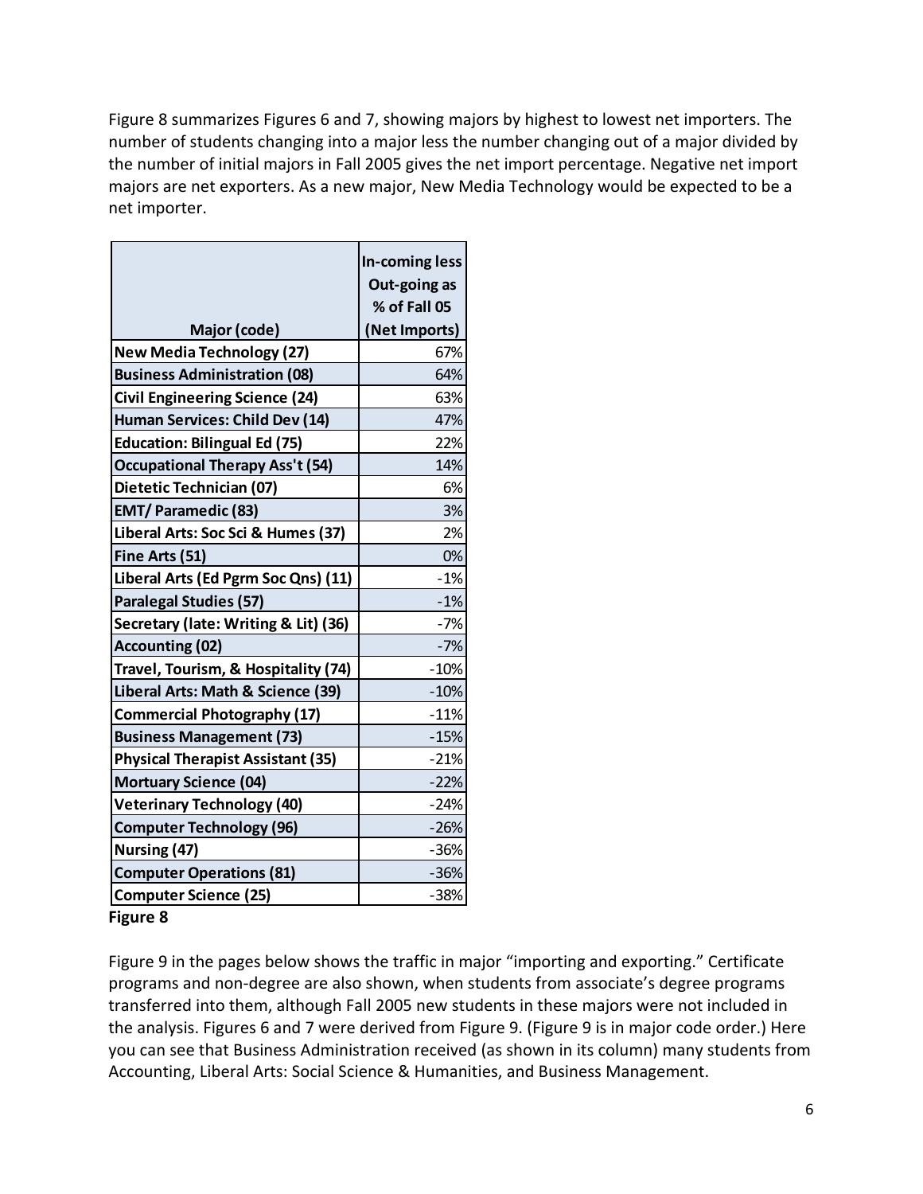Figure 8 summarizes Figures 6 and 7, showing majors by highest to lowest net importers. The number of students changing into a major less the number changing out of a major divided by the number of initial majors in Fall 2005 gives the net import percentage. Negative net import majors are net exporters. As a new major, New Media Technology would be expected to be a net importer.

| Major (code) | In-coming less Out-going as % of Fall 05 (Net Imports) |
|---|---|
| **New Media Technology (27)** | 67% |
| **Business Administration (08)** | 64% |
| **Civil Engineering Science (24)** | 63% |
| **Human Services: Child Dev (14)** | 47% |
| **Education: Bilingual Ed (75)** | 22% |
| **Occupational Therapy Ass't (54)** | 14% |
| **Dietetic Technician (07)** | 6% |
| **EMT/ Paramedic (83)** | 3% |
| **Liberal Arts: Soc Sci & Humes (37)** | 2% |
| **Fine Arts (51)** | 0% |
| **Liberal Arts (Ed Pgrm Soc Qns) (11)** | -1% |
| **Paralegal Studies (57)** | -1% |
| **Secretary (late: Writing & Lit) (36)** | -7% |
| **Accounting (02)** | -7% |
| **Travel, Tourism, & Hospitality (74)** | -10% |
| **Liberal Arts: Math & Science (39)** | -10% |
| **Commercial Photography (17)** | -11% |
| **Business Management (73)** | -15% |
| **Physical Therapist Assistant (35)** | -21% |
| **Mortuary Science (04)** | -22% |
| **Veterinary Technology (40)** | -24% |
| **Computer Technology (96)** | -26% |
| **Nursing (47)** | -36% |
| **Computer Operations (81)** | -36% |
| **Computer Science (25)** | -38% |

**Figure 8**

Figure 9 in the pages below shows the traffic in major "importing and exporting." Certificate programs and non-degree are also shown, when students from associate's degree programs transferred into them, although Fall 2005 new students in these majors were not included in the analysis. Figures 6 and 7 were derived from Figure 9. (Figure 9 is in major code order.) Here you can see that Business Administration received (as shown in its column) many students from Accounting, Liberal Arts: Social Science & Humanities, and Business Management.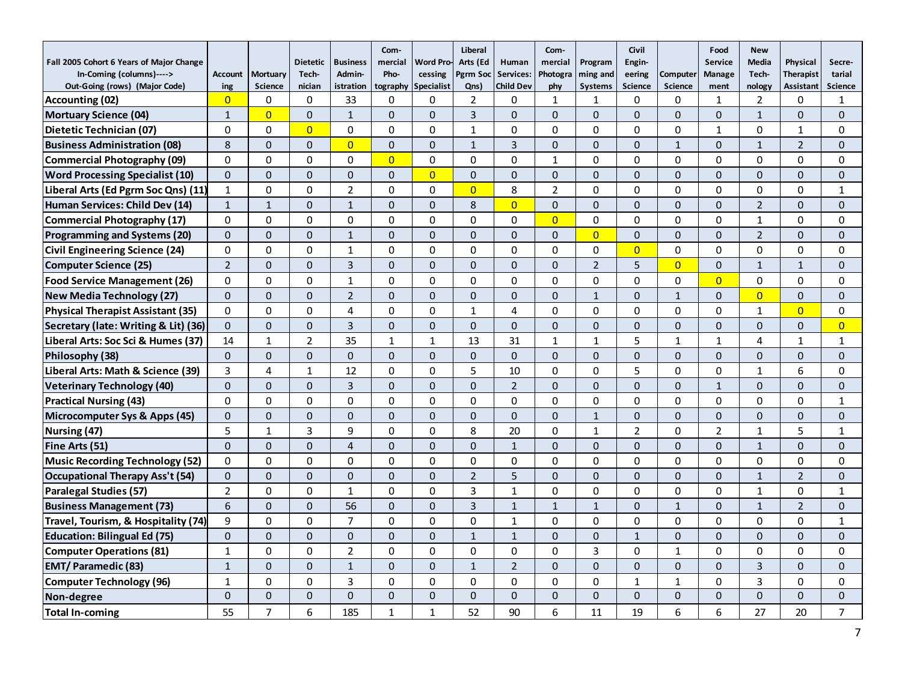| Fall 2005 Cohort 6 Years of Major Change In-Coming (columns)----> Out-Going (rows) (Major Code) | Accounting | Mortuary Science | Dietetic Technician | Business Administration | Commercial Photography | Word Processing Specialist | Liberal Arts (Ed Pgrm Soc Qns) | Human Services: Child Dev | Commercial Photography | Programming and Systems | Civil Engineering Science | Computer Science | Food Service Management | New Media Technology | Physical Therapist Assistant | Secretarial Science |
|---|---|---|---|---|---|---|---|---|---|---|---|---|---|---|---|---|
| **Accounting (02)** | 0 | 0 | 0 | 33 | 0 | 0 | 2 | 0 | 1 | 1 | 0 | 0 | 1 | 2 | 0 | 1 |
| **Mortuary Science (04)** | 1 | 0 | 0 | 1 | 0 | 0 | 3 | 0 | 0 | 0 | 0 | 0 | 0 | 1 | 0 | 0 |
| **Dietetic Technician (07)** | 0 | 0 | 0 | 0 | 0 | 0 | 1 | 0 | 0 | 0 | 0 | 0 | 1 | 0 | 1 | 0 |
| **Business Administration (08)** | 8 | 0 | 0 | 0 | 0 | 0 | 1 | 3 | 0 | 0 | 0 | 1 | 0 | 1 | 2 | 0 |
| **Commercial Photography (09)** | 0 | 0 | 0 | 0 | 0 | 0 | 0 | 0 | 1 | 0 | 0 | 0 | 0 | 0 | 0 | 0 |
| **Word Processing Specialist (10)** | 0 | 0 | 0 | 0 | 0 | 0 | 0 | 0 | 0 | 0 | 0 | 0 | 0 | 0 | 0 | 0 |
| **Liberal Arts (Ed Pgrm Soc Qns) (11)** | 1 | 0 | 0 | 2 | 0 | 0 | 0 | 8 | 2 | 0 | 0 | 0 | 0 | 0 | 0 | 1 |
| **Human Services: Child Dev (14)** | 1 | 1 | 0 | 1 | 0 | 0 | 8 | 0 | 0 | 0 | 0 | 0 | 0 | 2 | 0 | 0 |
| **Commercial Photography (17)** | 0 | 0 | 0 | 0 | 0 | 0 | 0 | 0 | 0 | 0 | 0 | 0 | 0 | 1 | 0 | 0 |
| **Programming and Systems (20)** | 0 | 0 | 0 | 1 | 0 | 0 | 0 | 0 | 0 | 0 | 0 | 0 | 0 | 2 | 0 | 0 |
| **Civil Engineering Science (24)** | 0 | 0 | 0 | 1 | 0 | 0 | 0 | 0 | 0 | 0 | 0 | 0 | 0 | 0 | 0 | 0 |
| **Computer Science (25)** | 2 | 0 | 0 | 3 | 0 | 0 | 0 | 0 | 0 | 2 | 5 | 0 | 0 | 1 | 1 | 0 |
| **Food Service Management (26)** | 0 | 0 | 0 | 1 | 0 | 0 | 0 | 0 | 0 | 0 | 0 | 0 | 0 | 0 | 0 | 0 |
| **New Media Technology (27)** | 0 | 0 | 0 | 2 | 0 | 0 | 0 | 0 | 0 | 1 | 0 | 1 | 0 | 0 | 0 | 0 |
| **Physical Therapist Assistant (35)** | 0 | 0 | 0 | 4 | 0 | 0 | 1 | 4 | 0 | 0 | 0 | 0 | 0 | 1 | 0 | 0 |
| **Secretary (late: Writing & Lit) (36)** | 0 | 0 | 0 | 3 | 0 | 0 | 0 | 0 | 0 | 0 | 0 | 0 | 0 | 0 | 0 | 0 |
| **Liberal Arts: Soc Sci & Humes (37)** | 14 | 1 | 2 | 35 | 1 | 1 | 13 | 31 | 1 | 1 | 5 | 1 | 1 | 4 | 1 | 1 |
| **Philosophy (38)** | 0 | 0 | 0 | 0 | 0 | 0 | 0 | 0 | 0 | 0 | 0 | 0 | 0 | 0 | 0 | 0 |
| **Liberal Arts: Math & Science (39)** | 3 | 4 | 1 | 12 | 0 | 0 | 5 | 10 | 0 | 0 | 5 | 0 | 0 | 1 | 6 | 0 |
| **Veterinary Technology (40)** | 0 | 0 | 0 | 3 | 0 | 0 | 0 | 2 | 0 | 0 | 0 | 0 | 1 | 0 | 0 | 0 |
| **Practical Nursing (43)** | 0 | 0 | 0 | 0 | 0 | 0 | 0 | 0 | 0 | 0 | 0 | 0 | 0 | 0 | 0 | 1 |
| **Microcomputer Sys & Apps (45)** | 0 | 0 | 0 | 0 | 0 | 0 | 0 | 0 | 0 | 1 | 0 | 0 | 0 | 0 | 0 | 0 |
| **Nursing (47)** | 5 | 1 | 3 | 9 | 0 | 0 | 8 | 20 | 0 | 1 | 2 | 0 | 2 | 1 | 5 | 1 |
| **Fine Arts (51)** | 0 | 0 | 0 | 4 | 0 | 0 | 0 | 1 | 0 | 0 | 0 | 0 | 0 | 1 | 0 | 0 |
| **Music Recording Technology (52)** | 0 | 0 | 0 | 0 | 0 | 0 | 0 | 0 | 0 | 0 | 0 | 0 | 0 | 0 | 0 | 0 |
| **Occupational Therapy Ass't (54)** | 0 | 0 | 0 | 0 | 0 | 0 | 2 | 5 | 0 | 0 | 0 | 0 | 0 | 1 | 2 | 0 |
| **Paralegal Studies (57)** | 2 | 0 | 0 | 1 | 0 | 0 | 3 | 1 | 0 | 0 | 0 | 0 | 0 | 1 | 0 | 1 |
| **Business Management (73)** | 6 | 0 | 0 | 56 | 0 | 0 | 3 | 1 | 1 | 1 | 0 | 1 | 0 | 1 | 2 | 0 |
| **Travel, Tourism, & Hospitality (74)** | 9 | 0 | 0 | 7 | 0 | 0 | 0 | 1 | 0 | 0 | 0 | 0 | 0 | 0 | 0 | 1 |
| **Education: Bilingual Ed (75)** | 0 | 0 | 0 | 0 | 0 | 0 | 1 | 1 | 0 | 0 | 1 | 0 | 0 | 0 | 0 | 0 |
| **Computer Operations (81)** | 1 | 0 | 0 | 2 | 0 | 0 | 0 | 0 | 0 | 3 | 0 | 1 | 0 | 0 | 0 | 0 |
| **EMT/ Paramedic (83)** | 1 | 0 | 0 | 1 | 0 | 0 | 1 | 2 | 0 | 0 | 0 | 0 | 0 | 3 | 0 | 0 |
| **Computer Technology (96)** | 1 | 0 | 0 | 3 | 0 | 0 | 0 | 0 | 0 | 0 | 1 | 1 | 0 | 3 | 0 | 0 |
| **Non-degree** | 0 | 0 | 0 | 0 | 0 | 0 | 0 | 0 | 0 | 0 | 0 | 0 | 0 | 0 | 0 | 0 |
| **Total In-coming** | 55 | 7 | 6 | 185 | 1 | 1 | 52 | 90 | 6 | 11 | 19 | 6 | 6 | 27 | 20 | 7 |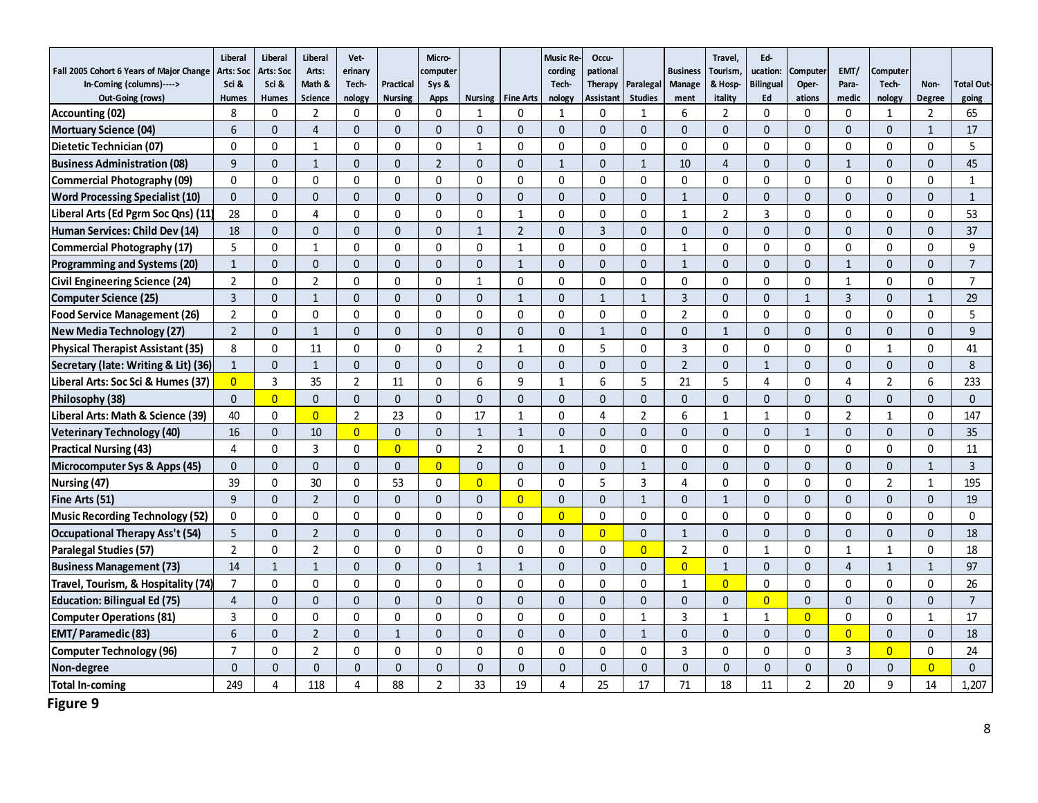| Fall 2005 Cohort 6 Years of Major Change In-Coming (columns)----> Out-Going (rows) | Liberal Arts: Soc Sci & Humes | Liberal Arts: Soc Sci & Humes | Liberal Arts: Math & Science | Vet-erinary Tech-nology | Practical Nursing | Micro-computer Sys & Apps | Nursing | Fine Arts | Music Re-cording Tech-nology | Occu-pational Therapy Assistant | Paralegal Studies | Business Manage ment | Travel, Tourism, & Hosp-itality | Ed-ucation: Bilingual Ed | Computer Oper-ations | EMT/ Para-medic | Computer Tech-nology | Non-Degree | Total Out-going |
|---|---|---|---|---|---|---|---|---|---|---|---|---|---|---|---|---|---|---|---|
| **Accounting (02)** | 8 | 0 | 2 | 0 | 0 | 0 | 1 | 0 | 1 | 0 | 1 | 6 | 2 | 0 | 0 | 0 | 1 | 2 | 65 |
| **Mortuary Science (04)** | 6 | 0 | 4 | 0 | 0 | 0 | 0 | 0 | 0 | 0 | 0 | 0 | 0 | 0 | 0 | 0 | 0 | 1 | 17 |
| **Dietetic Technician (07)** | 0 | 0 | 1 | 0 | 0 | 0 | 1 | 0 | 0 | 0 | 0 | 0 | 0 | 0 | 0 | 0 | 0 | 0 | 5 |
| **Business Administration (08)** | 9 | 0 | 1 | 0 | 0 | 2 | 0 | 0 | 1 | 0 | 1 | 10 | 4 | 0 | 0 | 1 | 0 | 0 | 45 |
| **Commercial Photography (09)** | 0 | 0 | 0 | 0 | 0 | 0 | 0 | 0 | 0 | 0 | 0 | 0 | 0 | 0 | 0 | 0 | 0 | 0 | 1 |
| **Word Processing Specialist (10)** | 0 | 0 | 0 | 0 | 0 | 0 | 0 | 0 | 0 | 0 | 0 | 1 | 0 | 0 | 0 | 0 | 0 | 0 | 1 |
| **Liberal Arts (Ed Pgrm Soc Qns) (11)** | 28 | 0 | 4 | 0 | 0 | 0 | 0 | 1 | 0 | 0 | 0 | 1 | 2 | 3 | 0 | 0 | 0 | 0 | 53 |
| **Human Services: Child Dev (14)** | 18 | 0 | 0 | 0 | 0 | 0 | 1 | 2 | 0 | 3 | 0 | 0 | 0 | 0 | 0 | 0 | 0 | 0 | 37 |
| **Commercial Photography (17)** | 5 | 0 | 1 | 0 | 0 | 0 | 0 | 1 | 0 | 0 | 0 | 1 | 0 | 0 | 0 | 0 | 0 | 0 | 9 |
| **Programming and Systems (20)** | 1 | 0 | 0 | 0 | 0 | 0 | 0 | 1 | 0 | 0 | 0 | 1 | 0 | 0 | 0 | 1 | 0 | 0 | 7 |
| **Civil Engineering Science (24)** | 2 | 0 | 2 | 0 | 0 | 0 | 1 | 0 | 0 | 0 | 0 | 0 | 0 | 0 | 0 | 1 | 0 | 0 | 7 |
| **Computer Science (25)** | 3 | 0 | 1 | 0 | 0 | 0 | 0 | 1 | 0 | 1 | 1 | 3 | 0 | 0 | 1 | 3 | 0 | 1 | 29 |
| **Food Service Management (26)** | 2 | 0 | 0 | 0 | 0 | 0 | 0 | 0 | 0 | 0 | 0 | 2 | 0 | 0 | 0 | 0 | 0 | 0 | 5 |
| **New Media Technology (27)** | 2 | 0 | 1 | 0 | 0 | 0 | 0 | 0 | 0 | 1 | 0 | 0 | 1 | 0 | 0 | 0 | 0 | 0 | 9 |
| **Physical Therapist Assistant (35)** | 8 | 0 | 11 | 0 | 0 | 0 | 2 | 1 | 0 | 5 | 0 | 3 | 0 | 0 | 0 | 0 | 1 | 0 | 41 |
| **Secretary (late: Writing & Lit) (36)** | 1 | 0 | 1 | 0 | 0 | 0 | 0 | 0 | 0 | 0 | 0 | 2 | 0 | 1 | 0 | 0 | 0 | 0 | 8 |
| **Liberal Arts: Soc Sci & Humes (37)** | 0 | 3 | 35 | 2 | 11 | 0 | 6 | 9 | 1 | 6 | 5 | 21 | 5 | 4 | 0 | 4 | 2 | 6 | 233 |
| **Philosophy (38)** | 0 | 0 | 0 | 0 | 0 | 0 | 0 | 0 | 0 | 0 | 0 | 0 | 0 | 0 | 0 | 0 | 0 | 0 | 0 |
| **Liberal Arts: Math & Science (39)** | 40 | 0 | 0 | 2 | 23 | 0 | 17 | 1 | 0 | 4 | 2 | 6 | 1 | 1 | 0 | 2 | 1 | 0 | 147 |
| **Veterinary Technology (40)** | 16 | 0 | 10 | 0 | 0 | 0 | 1 | 1 | 0 | 0 | 0 | 0 | 0 | 0 | 1 | 0 | 0 | 0 | 35 |
| **Practical Nursing (43)** | 4 | 0 | 3 | 0 | 0 | 0 | 2 | 0 | 1 | 0 | 0 | 0 | 0 | 0 | 0 | 0 | 0 | 0 | 11 |
| **Microcomputer Sys & Apps (45)** | 0 | 0 | 0 | 0 | 0 | 0 | 0 | 0 | 0 | 0 | 1 | 0 | 0 | 0 | 0 | 0 | 0 | 1 | 3 |
| **Nursing (47)** | 39 | 0 | 30 | 0 | 53 | 0 | 0 | 0 | 0 | 5 | 3 | 4 | 0 | 0 | 0 | 0 | 2 | 1 | 195 |
| **Fine Arts (51)** | 9 | 0 | 2 | 0 | 0 | 0 | 0 | 0 | 0 | 0 | 1 | 0 | 1 | 0 | 0 | 0 | 0 | 0 | 19 |
| **Music Recording Technology (52)** | 0 | 0 | 0 | 0 | 0 | 0 | 0 | 0 | 0 | 0 | 0 | 0 | 0 | 0 | 0 | 0 | 0 | 0 | 0 |
| **Occupational Therapy Ass't (54)** | 5 | 0 | 2 | 0 | 0 | 0 | 0 | 0 | 0 | 0 | 0 | 1 | 0 | 0 | 0 | 0 | 0 | 0 | 18 |
| **Paralegal Studies (57)** | 2 | 0 | 2 | 0 | 0 | 0 | 0 | 0 | 0 | 0 | 0 | 2 | 0 | 1 | 0 | 1 | 1 | 0 | 18 |
| **Business Management (73)** | 14 | 1 | 1 | 0 | 0 | 0 | 1 | 1 | 0 | 0 | 0 | 0 | 1 | 0 | 0 | 4 | 1 | 1 | 97 |
| **Travel, Tourism, & Hospitality (74)** | 7 | 0 | 0 | 0 | 0 | 0 | 0 | 0 | 0 | 0 | 0 | 1 | 0 | 0 | 0 | 0 | 0 | 0 | 26 |
| **Education: Bilingual Ed (75)** | 4 | 0 | 0 | 0 | 0 | 0 | 0 | 0 | 0 | 0 | 0 | 0 | 0 | 0 | 0 | 0 | 0 | 0 | 7 |
| **Computer Operations (81)** | 3 | 0 | 0 | 0 | 0 | 0 | 0 | 0 | 0 | 0 | 1 | 3 | 1 | 1 | 0 | 0 | 0 | 1 | 17 |
| **EMT/ Paramedic (83)** | 6 | 0 | 2 | 0 | 1 | 0 | 0 | 0 | 0 | 0 | 1 | 0 | 0 | 0 | 0 | 0 | 0 | 0 | 18 |
| **Computer Technology (96)** | 7 | 0 | 2 | 0 | 0 | 0 | 0 | 0 | 0 | 0 | 0 | 3 | 0 | 0 | 0 | 3 | 0 | 0 | 24 |
| **Non-degree** | 0 | 0 | 0 | 0 | 0 | 0 | 0 | 0 | 0 | 0 | 0 | 0 | 0 | 0 | 0 | 0 | 0 | 0 | 0 |
| **Total In-coming** | 249 | 4 | 118 | 4 | 88 | 2 | 33 | 19 | 4 | 25 | 17 | 71 | 18 | 11 | 2 | 20 | 9 | 14 | 1,207 |

**Figure 9**